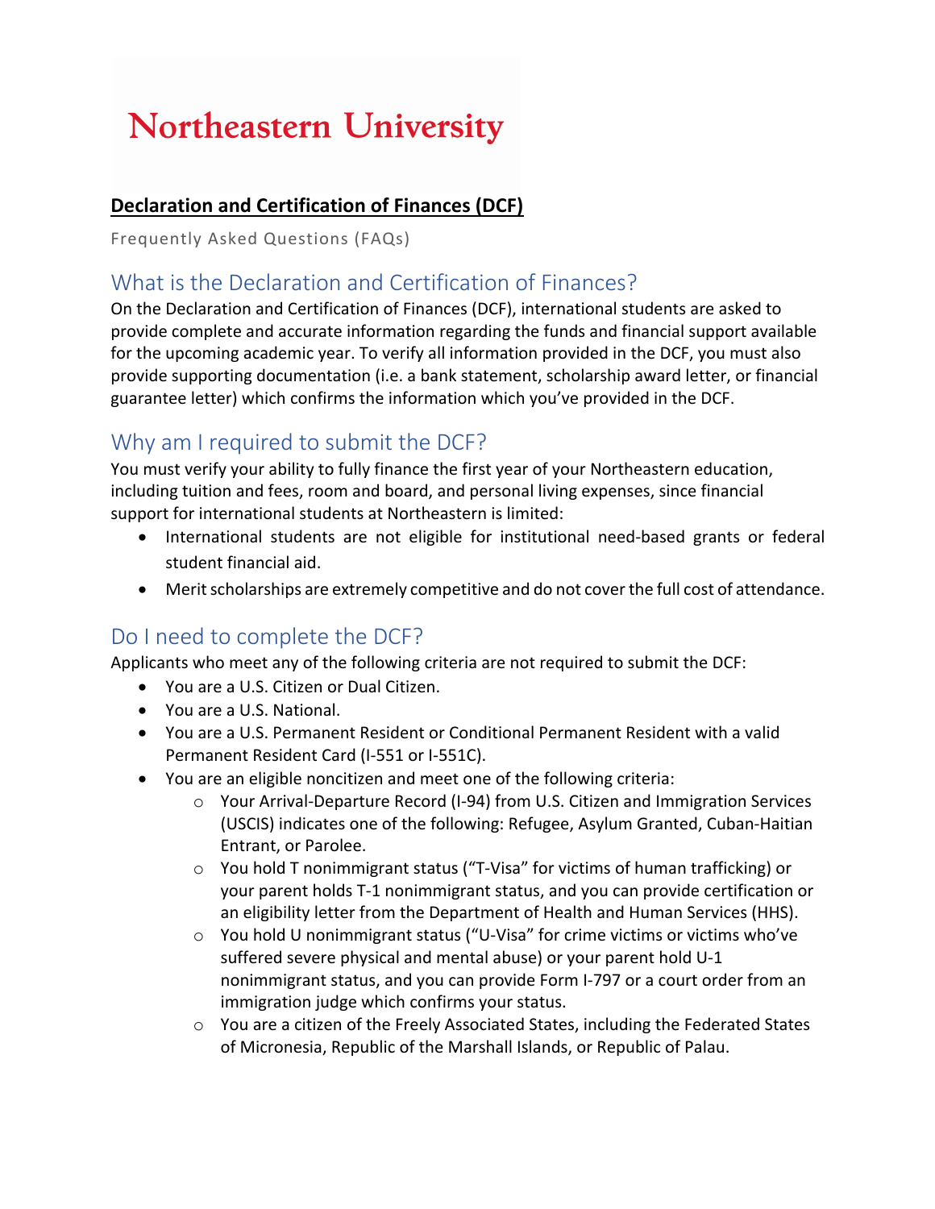# Northeastern University

**Declaration and Certification of Finances (DCF)**

Frequently Asked Questions (FAQs)

## What is the Declaration and Certification of Finances?

On the Declaration and Certification of Finances (DCF), international students are asked to provide complete and accurate information regarding the funds and financial support available for the upcoming academic year. To verify all information provided in the DCF, you must also provide supporting documentation (i.e. a bank statement, scholarship award letter, or financial guarantee letter) which confirms the information which you've provided in the DCF.

## Why am I required to submit the DCF?

You must verify your ability to fully finance the first year of your Northeastern education, including tuition and fees, room and board, and personal living expenses, since financial support for international students at Northeastern is limited:

- International students are not eligible for institutional need-based grants or federal student financial aid.
- Merit scholarships are extremely competitive and do not cover the full cost of attendance.

## Do I need to complete the DCF?

Applicants who meet any of the following criteria are not required to submit the DCF:

- You are a U.S. Citizen or Dual Citizen.
- You are a U.S. National.
- You are a U.S. Permanent Resident or Conditional Permanent Resident with a valid Permanent Resident Card (I-551 or I-551C).
- You are an eligible noncitizen and meet one of the following criteria:
  - Your Arrival-Departure Record (I-94) from U.S. Citizen and Immigration Services (USCIS) indicates one of the following: Refugee, Asylum Granted, Cuban-Haitian Entrant, or Parolee.
  - You hold T nonimmigrant status ("T-Visa" for victims of human trafficking) or your parent holds T-1 nonimmigrant status, and you can provide certification or an eligibility letter from the Department of Health and Human Services (HHS).
  - You hold U nonimmigrant status ("U-Visa" for crime victims or victims who've suffered severe physical and mental abuse) or your parent hold U-1 nonimmigrant status, and you can provide Form I-797 or a court order from an immigration judge which confirms your status.
  - You are a citizen of the Freely Associated States, including the Federated States of Micronesia, Republic of the Marshall Islands, or Republic of Palau.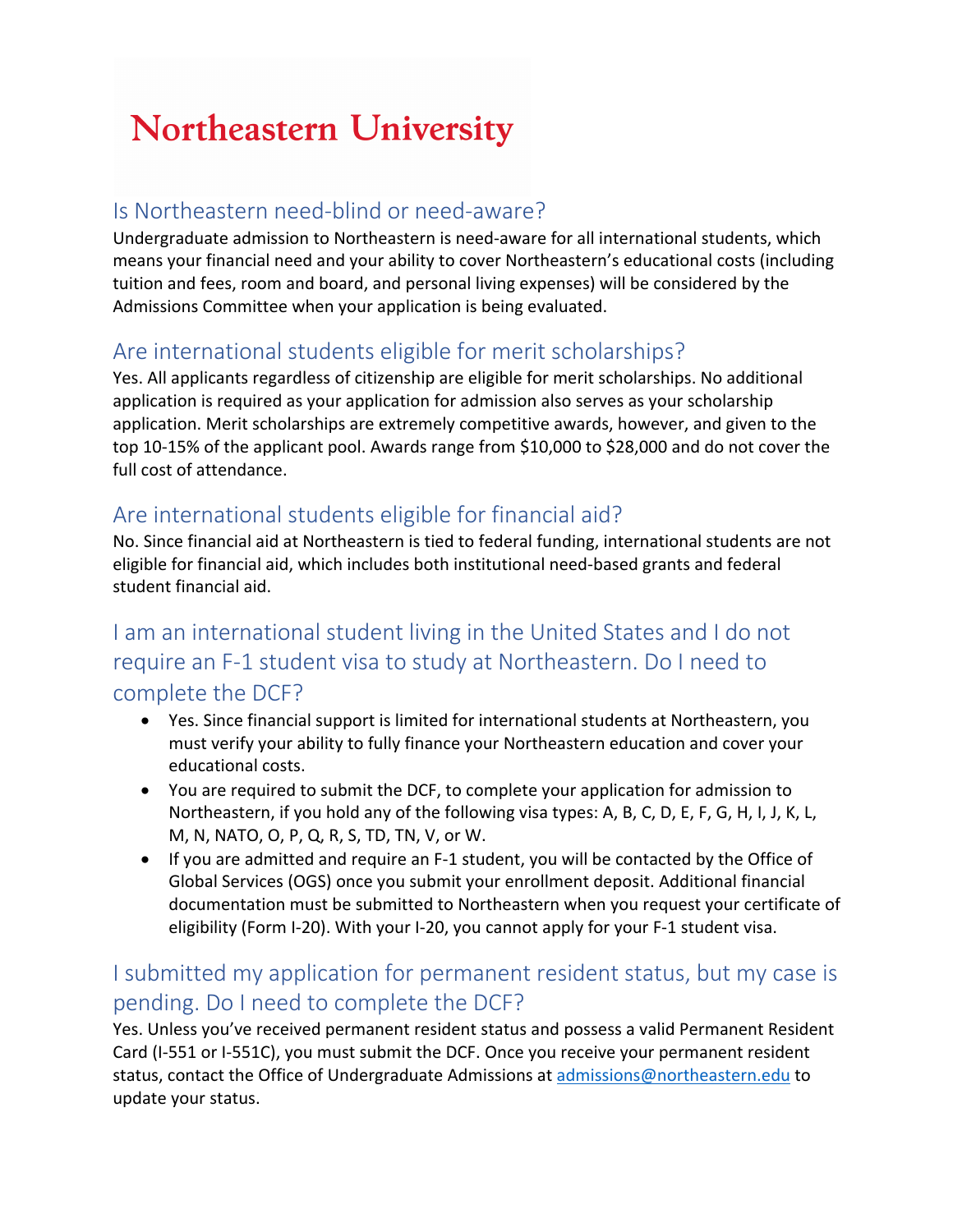# Northeastern University

## Is Northeastern need-blind or need-aware?

Undergraduate admission to Northeastern is need-aware for all international students, which means your financial need and your ability to cover Northeastern's educational costs (including tuition and fees, room and board, and personal living expenses) will be considered by the Admissions Committee when your application is being evaluated.

## Are international students eligible for merit scholarships?

Yes. All applicants regardless of citizenship are eligible for merit scholarships. No additional application is required as your application for admission also serves as your scholarship application. Merit scholarships are extremely competitive awards, however, and given to the top 10-15% of the applicant pool. Awards range from $10,000 to $28,000 and do not cover the full cost of attendance.

## Are international students eligible for financial aid?

No. Since financial aid at Northeastern is tied to federal funding, international students are not eligible for financial aid, which includes both institutional need-based grants and federal student financial aid.

## I am an international student living in the United States and I do not require an F-1 student visa to study at Northeastern. Do I need to complete the DCF?

- Yes. Since financial support is limited for international students at Northeastern, you must verify your ability to fully finance your Northeastern education and cover your educational costs.
- You are required to submit the DCF, to complete your application for admission to Northeastern, if you hold any of the following visa types: A, B, C, D, E, F, G, H, I, J, K, L, M, N, NATO, O, P, Q, R, S, TD, TN, V, or W.
- If you are admitted and require an F-1 student, you will be contacted by the Office of Global Services (OGS) once you submit your enrollment deposit. Additional financial documentation must be submitted to Northeastern when you request your certificate of eligibility (Form I-20). With your I-20, you cannot apply for your F-1 student visa.

## I submitted my application for permanent resident status, but my case is pending. Do I need to complete the DCF?

Yes. Unless you've received permanent resident status and possess a valid Permanent Resident Card (I-551 or I-551C), you must submit the DCF. Once you receive your permanent resident status, contact the Office of Undergraduate Admissions at admissions@northeastern.edu to update your status.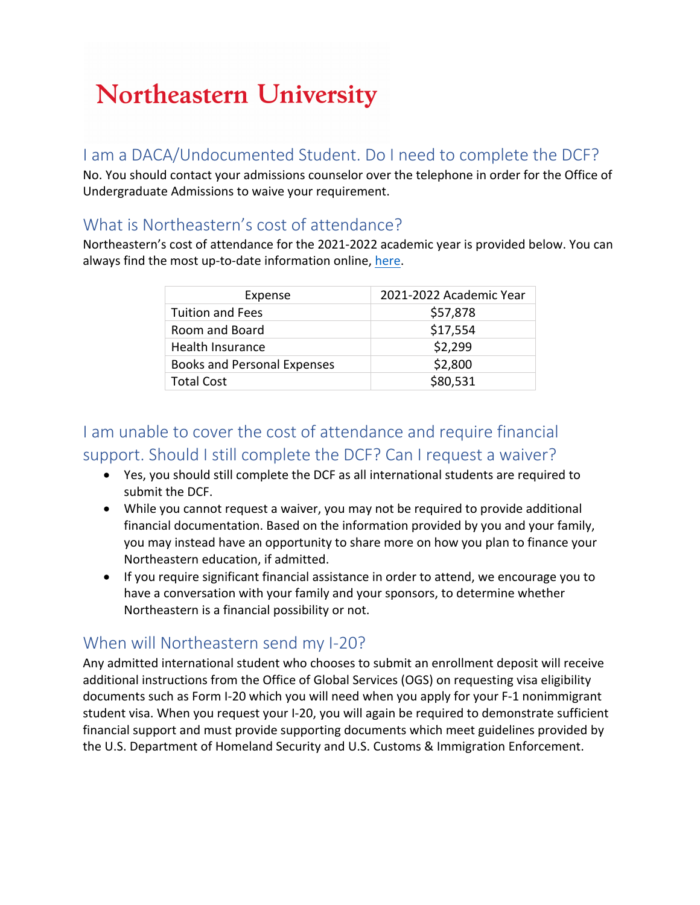# Northeastern University

## I am a DACA/Undocumented Student. Do I need to complete the DCF?

No. You should contact your admissions counselor over the telephone in order for the Office of Undergraduate Admissions to waive your requirement.

## What is Northeastern's cost of attendance?

Northeastern's cost of attendance for the 2021-2022 academic year is provided below. You can always find the most up-to-date information online, here.

| Expense | 2021-2022 Academic Year |
|---|---|
| Tuition and Fees | $57,878 |
| Room and Board | $17,554 |
| Health Insurance | $2,299 |
| Books and Personal Expenses | $2,800 |
| Total Cost | $80,531 |

## I am unable to cover the cost of attendance and require financial support. Should I still complete the DCF? Can I request a waiver?

- Yes, you should still complete the DCF as all international students are required to submit the DCF.
- While you cannot request a waiver, you may not be required to provide additional financial documentation. Based on the information provided by you and your family, you may instead have an opportunity to share more on how you plan to finance your Northeastern education, if admitted.
- If you require significant financial assistance in order to attend, we encourage you to have a conversation with your family and your sponsors, to determine whether Northeastern is a financial possibility or not.

## When will Northeastern send my I-20?

Any admitted international student who chooses to submit an enrollment deposit will receive additional instructions from the Office of Global Services (OGS) on requesting visa eligibility documents such as Form I-20 which you will need when you apply for your F-1 nonimmigrant student visa. When you request your I-20, you will again be required to demonstrate sufficient financial support and must provide supporting documents which meet guidelines provided by the U.S. Department of Homeland Security and U.S. Customs & Immigration Enforcement.